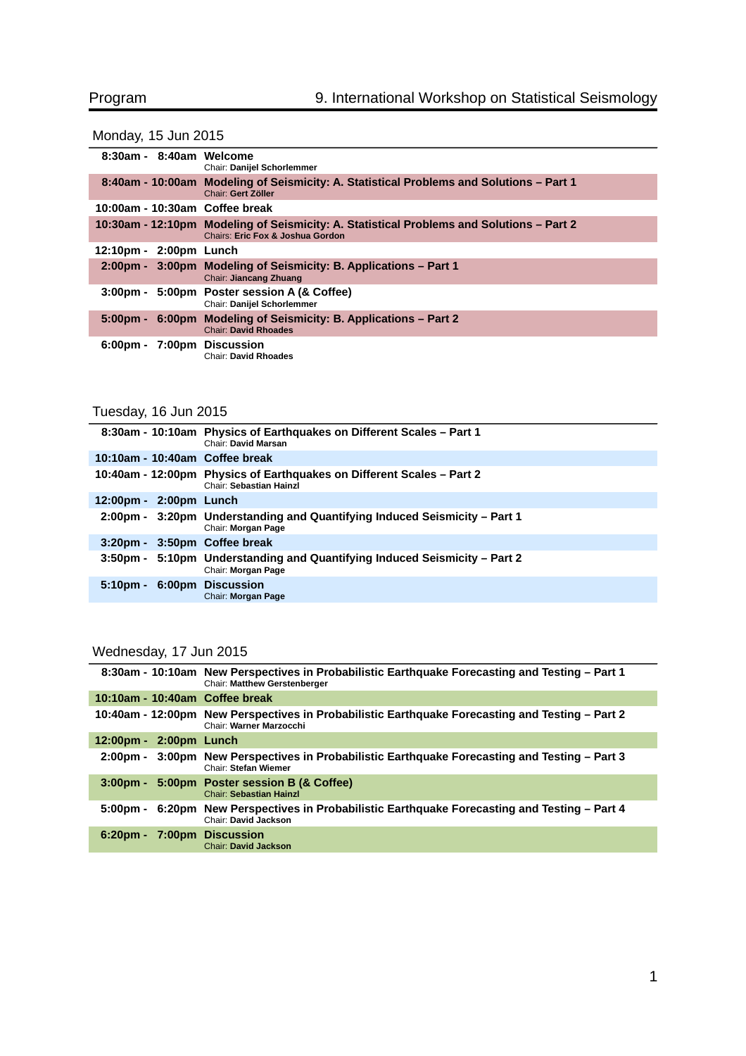## Monday, 15 Jun 2015

| Time | Session |
|---|---|
| 8:30am - 8:40am | **Welcome**<br>Chair: **Danijel Schorlemmer** |
| 8:40am - 10:00am | **Modeling of Seismicity: A. Statistical Problems and Solutions – Part 1**<br>Chair: **Gert Zöller** |
| 10:00am - 10:30am | **Coffee break** |
| 10:30am - 12:10pm | **Modeling of Seismicity: A. Statistical Problems and Solutions – Part 2**<br>Chairs: **Eric Fox & Joshua Gordon** |
| 12:10pm - 2:00pm | **Lunch** |
| 2:00pm - 3:00pm | **Modeling of Seismicity: B. Applications – Part 1**<br>Chair: **Jiancang Zhuang** |
| 3:00pm - 5:00pm | **Poster session A (& Coffee)**<br>Chair: **Danijel Schorlemmer** |
| 5:00pm - 6:00pm | **Modeling of Seismicity: B. Applications – Part 2**<br>Chair: **David Rhoades** |
| 6:00pm - 7:00pm | **Discussion**<br>Chair: **David Rhoades** |

## Tuesday, 16 Jun 2015

| Time | Session |
|---|---|
| 8:30am - 10:10am | **Physics of Earthquakes on Different Scales – Part 1**<br>Chair: **David Marsan** |
| 10:10am - 10:40am | **Coffee break** |
| 10:40am - 12:00pm | **Physics of Earthquakes on Different Scales – Part 2**<br>Chair: **Sebastian Hainzl** |
| 12:00pm - 2:00pm | **Lunch** |
| 2:00pm - 3:20pm | **Understanding and Quantifying Induced Seismicity – Part 1**<br>Chair: **Morgan Page** |
| 3:20pm - 3:50pm | **Coffee break** |
| 3:50pm - 5:10pm | **Understanding and Quantifying Induced Seismicity – Part 2**<br>Chair: **Morgan Page** |
| 5:10pm - 6:00pm | **Discussion**<br>Chair: **Morgan Page** |

## Wednesday, 17 Jun 2015

| Time | Session |
|---|---|
| 8:30am - 10:10am | **New Perspectives in Probabilistic Earthquake Forecasting and Testing – Part 1**<br>Chair: **Matthew Gerstenberger** |
| 10:10am - 10:40am | **Coffee break** |
| 10:40am - 12:00pm | **New Perspectives in Probabilistic Earthquake Forecasting and Testing – Part 2**<br>Chair: **Warner Marzocchi** |
| 12:00pm - 2:00pm | **Lunch** |
| 2:00pm - 3:00pm | **New Perspectives in Probabilistic Earthquake Forecasting and Testing – Part 3**<br>Chair: **Stefan Wiemer** |
| 3:00pm - 5:00pm | **Poster session B (& Coffee)**<br>Chair: **Sebastian Hainzl** |
| 5:00pm - 6:20pm | **New Perspectives in Probabilistic Earthquake Forecasting and Testing – Part 4**<br>Chair: **David Jackson** |
| 6:20pm - 7:00pm | **Discussion**<br>Chair: **David Jackson** |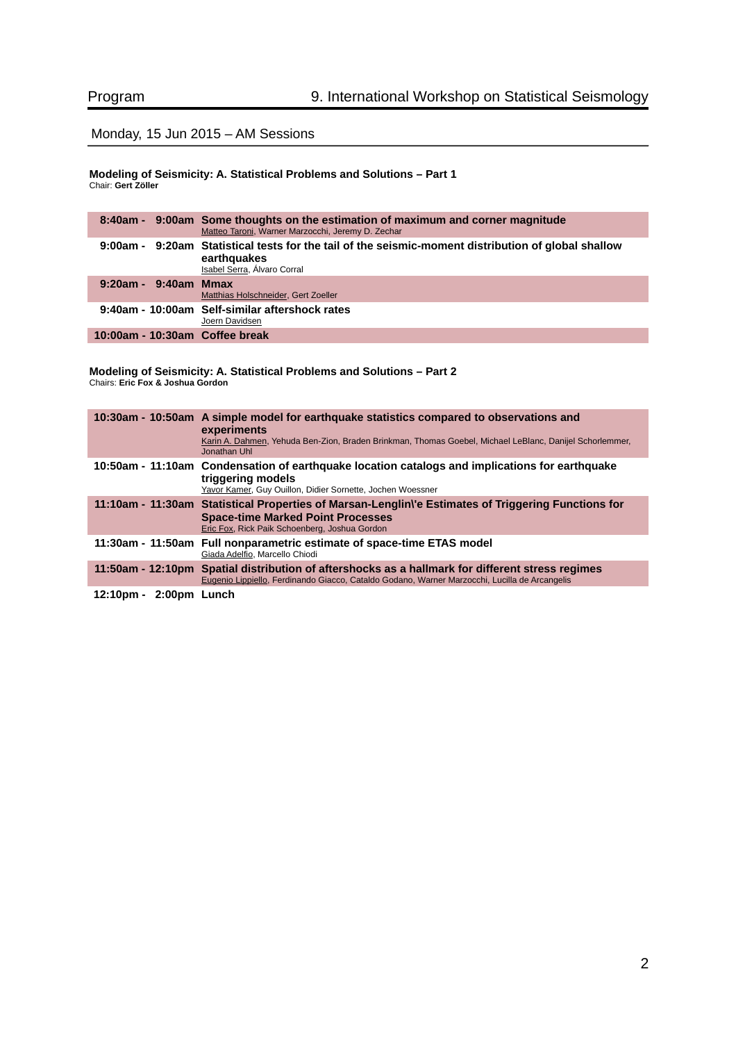## Monday, 15 Jun 2015 – AM Sessions

### Modeling of Seismicity: A. Statistical Problems and Solutions – Part 1

Chair: **Gert Zöller**

| Time | Talk |
|---|---|
| **8:40am - 9:00am** | **Some thoughts on the estimation of maximum and corner magnitude**<br>Matteo Taroni, Warner Marzocchi, Jeremy D. Zechar |
| **9:00am - 9:20am** | **Statistical tests for the tail of the seismic-moment distribution of global shallow earthquakes**<br>Isabel Serra, Álvaro Corral |
| **9:20am - 9:40am** | **Mmax**<br>Matthias Holschneider, Gert Zoeller |
| **9:40am - 10:00am** | **Self-similar aftershock rates**<br>Joern Davidsen |
| **10:00am - 10:30am** | **Coffee break** |

### Modeling of Seismicity: A. Statistical Problems and Solutions – Part 2

Chairs: **Eric Fox & Joshua Gordon**

| Time | Talk |
|---|---|
| **10:30am - 10:50am** | **A simple model for earthquake statistics compared to observations and experiments**<br>Karin A. Dahmen, Yehuda Ben-Zion, Braden Brinkman, Thomas Goebel, Michael LeBlanc, Danijel Schorlemmer, Jonathan Uhl |
| **10:50am - 11:10am** | **Condensation of earthquake location catalogs and implications for earthquake triggering models**<br>Yavor Kamer, Guy Ouillon, Didier Sornette, Jochen Woessner |
| **11:10am - 11:30am** | **Statistical Properties of Marsan-Lenglin\'e Estimates of Triggering Functions for Space-time Marked Point Processes**<br>Eric Fox, Rick Paik Schoenberg, Joshua Gordon |
| **11:30am - 11:50am** | **Full nonparametric estimate of space-time ETAS model**<br>Giada Adelfio, Marcello Chiodi |
| **11:50am - 12:10pm** | **Spatial distribution of aftershocks as a hallmark for different stress regimes**<br>Eugenio Lippiello, Ferdinando Giacco, Cataldo Godano, Warner Marzocchi, Lucilla de Arcangelis |
| **12:10pm - 2:00pm** | **Lunch** |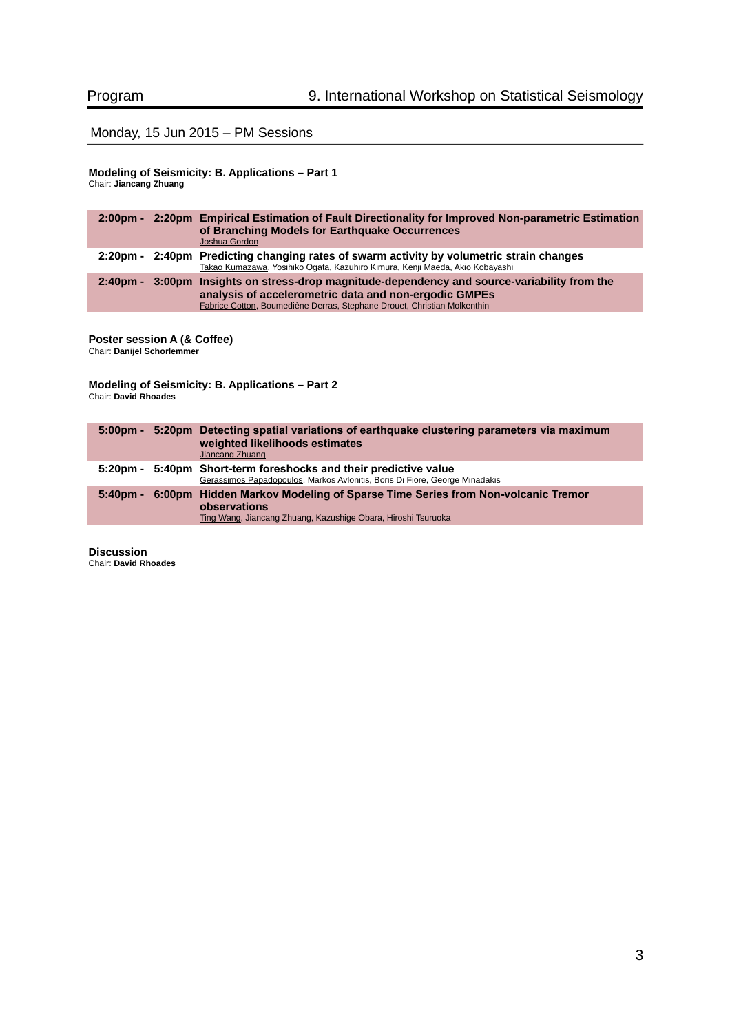## Monday, 15 Jun 2015 – PM Sessions

### Modeling of Seismicity: B. Applications – Part 1

Chair: **Jiancang Zhuang**

| | | |
|---|---|---|
| 2:00pm - | 2:20pm | **Empirical Estimation of Fault Directionality for Improved Non-parametric Estimation of Branching Models for Earthquake Occurrences**<br>Joshua Gordon |
| 2:20pm - | 2:40pm | **Predicting changing rates of swarm activity by volumetric strain changes**<br>Takao Kumazawa, Yosihiko Ogata, Kazuhiro Kimura, Kenji Maeda, Akio Kobayashi |
| 2:40pm - | 3:00pm | **Insights on stress-drop magnitude-dependency and source-variability from the analysis of accelerometric data and non-ergodic GMPEs**<br>Fabrice Cotton, Boumediène Derras, Stephane Drouet, Christian Molkenthin |

### Poster session A (& Coffee)

Chair: **Danijel Schorlemmer**

### Modeling of Seismicity: B. Applications – Part 2

Chair: **David Rhoades**

| | | |
|---|---|---|
| 5:00pm - | 5:20pm | **Detecting spatial variations of earthquake clustering parameters via maximum weighted likelihoods estimates**<br>Jiancang Zhuang |
| 5:20pm - | 5:40pm | **Short-term foreshocks and their predictive value**<br>Gerassimos Papadopoulos, Markos Avlonitis, Boris Di Fiore, George Minadakis |
| 5:40pm - | 6:00pm | **Hidden Markov Modeling of Sparse Time Series from Non-volcanic Tremor observations**<br>Ting Wang, Jiancang Zhuang, Kazushige Obara, Hiroshi Tsuruoka |

### Discussion

Chair: **David Rhoades**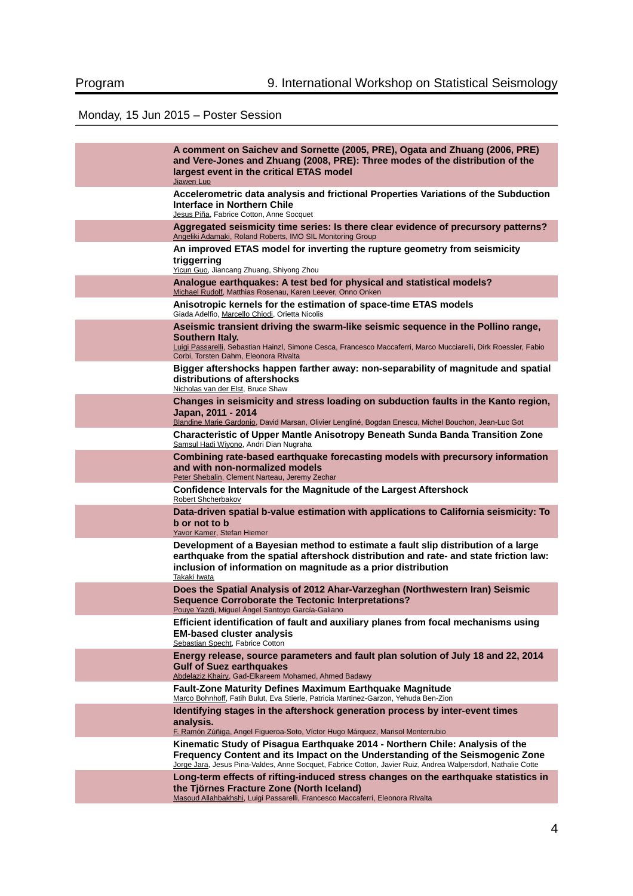## Monday, 15 Jun 2015 – Poster Session

**A comment on Saichev and Sornette (2005, PRE), Ogata and Zhuang (2006, PRE) and Vere-Jones and Zhuang (2008, PRE): Three modes of the distribution of the largest event in the critical ETAS model**
Jiawen Luo

**Accelerometric data analysis and frictional Properties Variations of the Subduction Interface in Northern Chile**
Jesus Piña, Fabrice Cotton, Anne Socquet

**Aggregated seismicity time series: Is there clear evidence of precursory patterns?**
Angeliki Adamaki, Roland Roberts, IMO SIL Monitoring Group

**An improved ETAS model for inverting the rupture geometry from seismicity triggering**
Yicun Guo, Jiancang Zhuang, Shiyong Zhou

**Analogue earthquakes: A test bed for physical and statistical models?**
Michael Rudolf, Matthias Rosenau, Karen Leever, Onno Onken

**Anisotropic kernels for the estimation of space-time ETAS models**
Giada Adelfio, Marcello Chiodi, Orietta Nicolis

**Aseismic transient driving the swarm-like seismic sequence in the Pollino range, Southern Italy.**
Luigi Passarelli, Sebastian Hainzl, Simone Cesca, Francesco Maccaferri, Marco Mucciarelli, Dirk Roessler, Fabio Corbi, Torsten Dahm, Eleonora Rivalta

**Bigger aftershocks happen farther away: non-separability of magnitude and spatial distributions of aftershocks**
Nicholas van der Elst, Bruce Shaw

**Changes in seismicity and stress loading on subduction faults in the Kanto region, Japan, 2011 - 2014**
Blandine Marie Gardonio, David Marsan, Olivier Lengliné, Bogdan Enescu, Michel Bouchon, Jean-Luc Got

**Characteristic of Upper Mantle Anisotropy Beneath Sunda Banda Transition Zone**
Samsul Hadi Wiyono, Andri Dian Nugraha

**Combining rate-based earthquake forecasting models with precursory information and with non-normalized models**
Peter Shebalin, Clement Narteau, Jeremy Zechar

**Confidence Intervals for the Magnitude of the Largest Aftershock**
Robert Shcherbakov

**Data-driven spatial b-value estimation with applications to California seismicity: To b or not to b**
Yavor Kamer, Stefan Hiemer

**Development of a Bayesian method to estimate a fault slip distribution of a large earthquake from the spatial aftershock distribution and rate- and state friction law: inclusion of information on magnitude as a prior distribution**
Takaki Iwata

**Does the Spatial Analysis of 2012 Ahar-Varzeghan (Northwestern Iran) Seismic Sequence Corroborate the Tectonic Interpretations?**
Pouye Yazdi, Miguel Ángel Santoyo García-Galiano

**Efficient identification of fault and auxiliary planes from focal mechanisms using EM-based cluster analysis**
Sebastian Specht, Fabrice Cotton

**Energy release, source parameters and fault plan solution of July 18 and 22, 2014 Gulf of Suez earthquakes**
Abdelaziz Khairy, Gad-Elkareem Mohamed, Ahmed Badawy

**Fault-Zone Maturity Defines Maximum Earthquake Magnitude**
Marco Bohnhoff, Fatih Bulut, Eva Stierle, Patricia Martinez-Garzon, Yehuda Ben-Zion

**Identifying stages in the aftershock generation process by inter-event times analysis.**
F. Ramón Zúñiga, Angel Figueroa-Soto, Víctor Hugo Márquez, Marisol Monterrubio

**Kinematic Study of Pisagua Earthquake 2014 - Northern Chile: Analysis of the Frequency Content and its Impact on the Understanding of the Seismogenic Zone**
Jorge Jara, Jesus Pina-Valdes, Anne Socquet, Fabrice Cotton, Javier Ruiz, Andrea Walpersdorf, Nathalie Cotte

**Long-term effects of rifting-induced stress changes on the earthquake statistics in the Tjörnes Fracture Zone (North Iceland)**
Masoud Allahbakhshi, Luigi Passarelli, Francesco Maccaferri, Eleonora Rivalta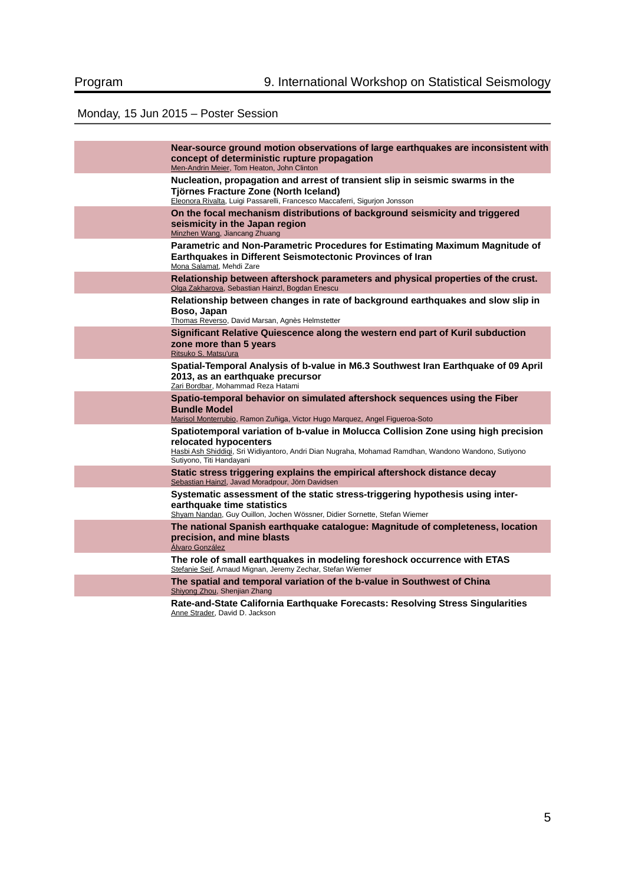## Monday, 15 Jun 2015 – Poster Session

**Near-source ground motion observations of large earthquakes are inconsistent with concept of deterministic rupture propagation**
Men-Andrin Meier, Tom Heaton, John Clinton

**Nucleation, propagation and arrest of transient slip in seismic swarms in the Tjörnes Fracture Zone (North Iceland)**
Eleonora Rivalta, Luigi Passarelli, Francesco Maccaferri, Sigurjon Jonsson

**On the focal mechanism distributions of background seismicity and triggered seismicity in the Japan region**
Minzhen Wang, Jiancang Zhuang

**Parametric and Non-Parametric Procedures for Estimating Maximum Magnitude of Earthquakes in Different Seismotectonic Provinces of Iran**
Mona Salamat, Mehdi Zare

**Relationship between aftershock parameters and physical properties of the crust.**
Olga Zakharova, Sebastian Hainzl, Bogdan Enescu

**Relationship between changes in rate of background earthquakes and slow slip in Boso, Japan**
Thomas Reverso, David Marsan, Agnès Helmstetter

**Significant Relative Quiescence along the western end part of Kuril subduction zone more than 5 years**
Ritsuko S. Matsu'ura

**Spatial-Temporal Analysis of b-value in M6.3 Southwest Iran Earthquake of 09 April 2013, as an earthquake precursor**
Zari Bordbar, Mohammad Reza Hatami

**Spatio-temporal behavior on simulated aftershock sequences using the Fiber Bundle Model**
Marisol Monterrubio, Ramon Zuñiga, Victor Hugo Marquez, Angel Figueroa-Soto

**Spatiotemporal variation of b-value in Molucca Collision Zone using high precision relocated hypocenters**
Hasbi Ash Shiddiqi, Sri Widiyantoro, Andri Dian Nugraha, Mohamad Ramdhan, Wandono Wandono, Sutiyono Sutiyono, Titi Handayani

**Static stress triggering explains the empirical aftershock distance decay**
Sebastian Hainzl, Javad Moradpour, Jörn Davidsen

**Systematic assessment of the static stress-triggering hypothesis using inter-earthquake time statistics**
Shyam Nandan, Guy Ouillon, Jochen Wössner, Didier Sornette, Stefan Wiemer

**The national Spanish earthquake catalogue: Magnitude of completeness, location precision, and mine blasts**
Álvaro González

**The role of small earthquakes in modeling foreshock occurrence with ETAS**
Stefanie Seif, Arnaud Mignan, Jeremy Zechar, Stefan Wiemer

**The spatial and temporal variation of the b-value in Southwest of China**
Shiyong Zhou, Shenjian Zhang

**Rate-and-State California Earthquake Forecasts: Resolving Stress Singularities**
Anne Strader, David D. Jackson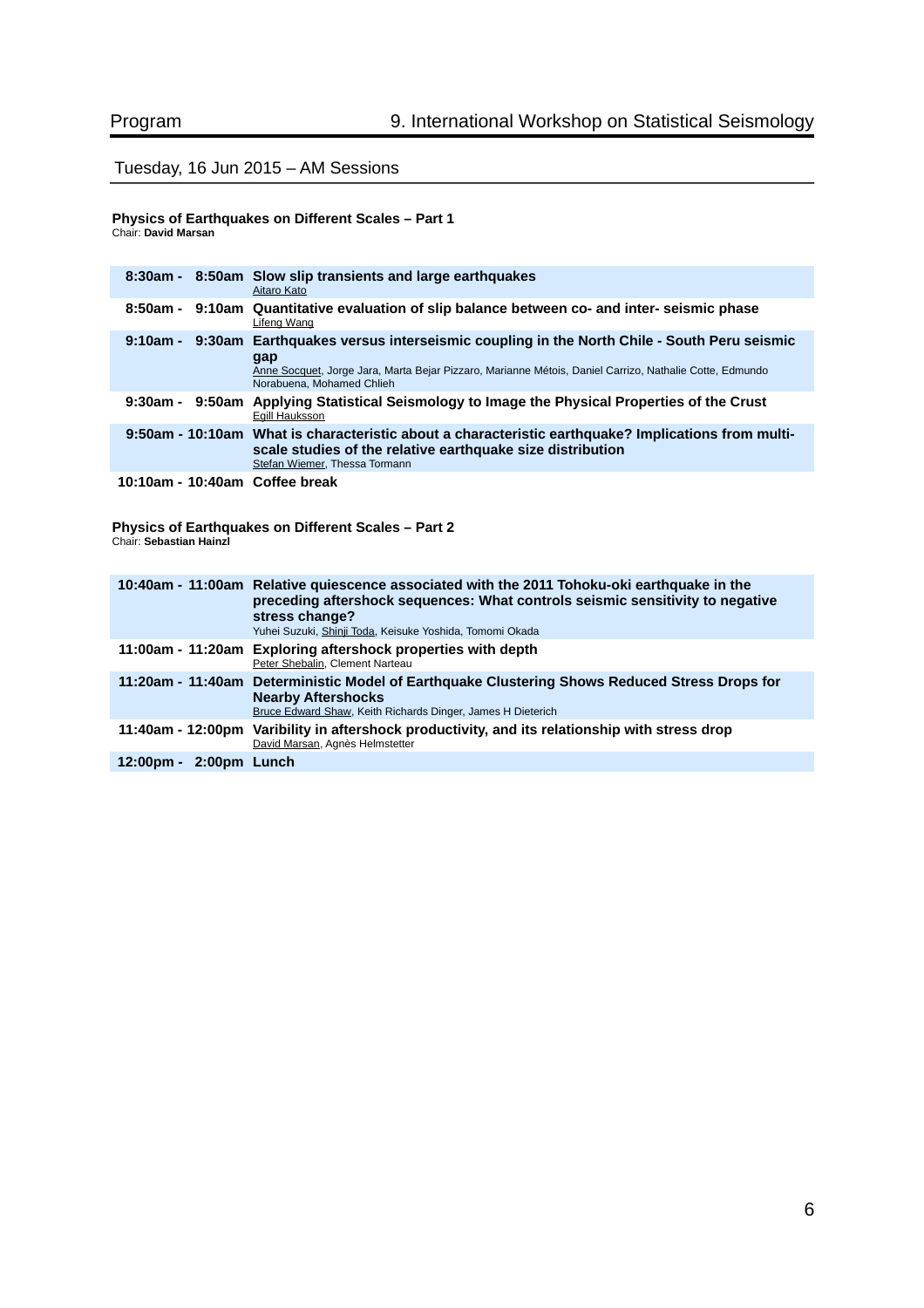## Tuesday, 16 Jun 2015 – AM Sessions

### Physics of Earthquakes on Different Scales – Part 1

Chair: **David Marsan**

| Time | Session |
|---|---|
| 8:30am - 8:50am | **Slow slip transients and large earthquakes**<br>Aitaro Kato |
| 8:50am - 9:10am | **Quantitative evaluation of slip balance between co- and inter- seismic phase**<br>Lifeng Wang |
| 9:10am - 9:30am | **Earthquakes versus interseismic coupling in the North Chile - South Peru seismic gap**<br>Anne Socquet, Jorge Jara, Marta Bejar Pizzaro, Marianne Métois, Daniel Carrizo, Nathalie Cotte, Edmundo Norabuena, Mohamed Chlieh |
| 9:30am - 9:50am | **Applying Statistical Seismology to Image the Physical Properties of the Crust**<br>Egill Hauksson |
| 9:50am - 10:10am | **What is characteristic about a characteristic earthquake? Implications from multi-scale studies of the relative earthquake size distribution**<br>Stefan Wiemer, Thessa Tormann |
| 10:10am - 10:40am | **Coffee break** |

### Physics of Earthquakes on Different Scales – Part 2

Chair: **Sebastian Hainzl**

| Time | Session |
|---|---|
| 10:40am - 11:00am | **Relative quiescence associated with the 2011 Tohoku-oki earthquake in the preceding aftershock sequences: What controls seismic sensitivity to negative stress change?**<br>Yuhei Suzuki, Shinji Toda, Keisuke Yoshida, Tomomi Okada |
| 11:00am - 11:20am | **Exploring aftershock properties with depth**<br>Peter Shebalin, Clement Narteau |
| 11:20am - 11:40am | **Deterministic Model of Earthquake Clustering Shows Reduced Stress Drops for Nearby Aftershocks**<br>Bruce Edward Shaw, Keith Richards Dinger, James H Dieterich |
| 11:40am - 12:00pm | **Varibility in aftershock productivity, and its relationship with stress drop**<br>David Marsan, Agnès Helmstetter |
| 12:00pm - 2:00pm | **Lunch** |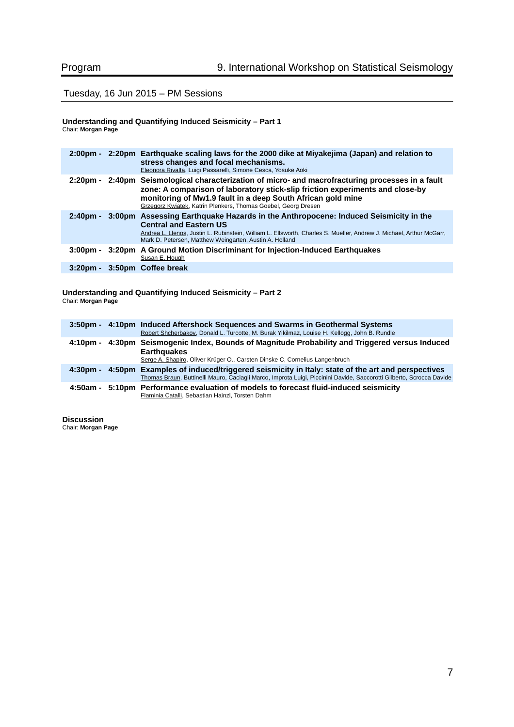## Tuesday, 16 Jun 2015 – PM Sessions

### Understanding and Quantifying Induced Seismicity – Part 1

Chair: **Morgan Page**

| Time | | Talk |
|---|---|---|
| 2:00pm - | 2:20pm | **Earthquake scaling laws for the 2000 dike at Miyakejima (Japan) and relation to stress changes and focal mechanisms.**<br>Eleonora Rivalta, Luigi Passarelli, Simone Cesca, Yosuke Aoki |
| 2:20pm - | 2:40pm | **Seismological characterization of micro- and macrofracturing processes in a fault zone: A comparison of laboratory stick-slip friction experiments and close-by monitoring of Mw1.9 fault in a deep South African gold mine**<br>Grzegorz Kwiatek, Katrin Plenkers, Thomas Goebel, Georg Dresen |
| 2:40pm - | 3:00pm | **Assessing Earthquake Hazards in the Anthropocene: Induced Seismicity in the Central and Eastern US**<br>Andrea L. Llenos, Justin L. Rubinstein, William L. Ellsworth, Charles S. Mueller, Andrew J. Michael, Arthur McGarr, Mark D. Petersen, Matthew Weingarten, Austin A. Holland |
| 3:00pm - | 3:20pm | **A Ground Motion Discriminant for Injection-Induced Earthquakes**<br>Susan E. Hough |
| 3:20pm - | 3:50pm | **Coffee break** |

### Understanding and Quantifying Induced Seismicity – Part 2

Chair: **Morgan Page**

| Time | | Talk |
|---|---|---|
| 3:50pm - | 4:10pm | **Induced Aftershock Sequences and Swarms in Geothermal Systems**<br>Robert Shcherbakov, Donald L. Turcotte, M. Burak Yikilmaz, Louise H. Kellogg, John B. Rundle |
| 4:10pm - | 4:30pm | **Seismogenic Index, Bounds of Magnitude Probability and Triggered versus Induced Earthquakes**<br>Serge A. Shapiro, Oliver Krüger O., Carsten Dinske C, Cornelius Langenbruch |
| 4:30pm - | 4:50pm | **Examples of induced/triggered seismicity in Italy: state of the art and perspectives**<br>Thomas Braun, Buttinelli Mauro, Caciagli Marco, Improta Luigi, Piccinini Davide, Saccorotti Gilberto, Scrocca Davide |
| 4:50am - | 5:10pm | **Performance evaluation of models to forecast fluid-induced seismicity**<br>Flaminia Catalli, Sebastian Hainzl, Torsten Dahm |

### Discussion

Chair: **Morgan Page**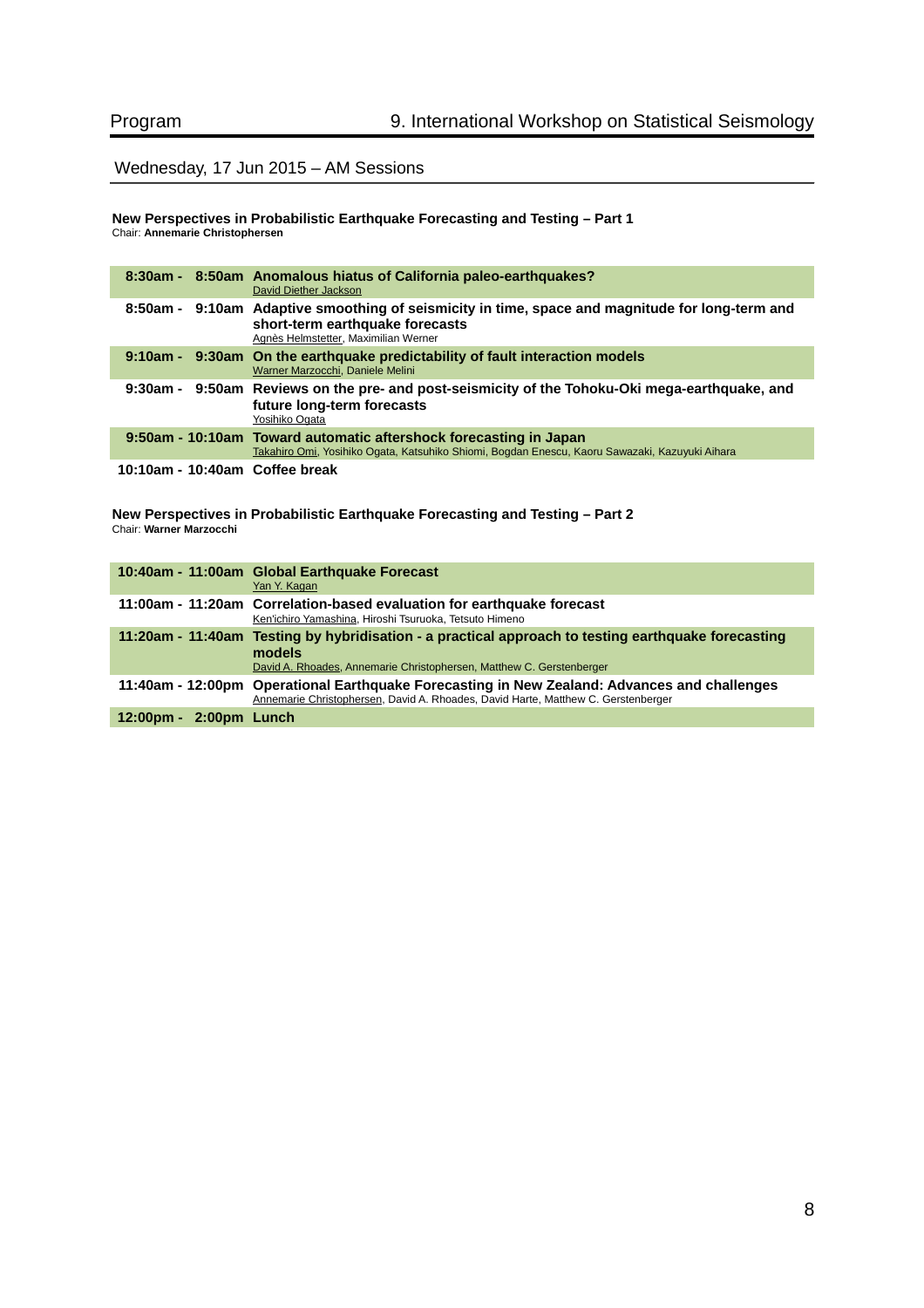## Wednesday, 17 Jun 2015 – AM Sessions

### New Perspectives in Probabilistic Earthquake Forecasting and Testing – Part 1

Chair: **Annemarie Christophersen**

| Time | Session |
|---|---|
| 8:30am - 8:50am | **Anomalous hiatus of California paleo-earthquakes?**<br>David Diether Jackson |
| 8:50am - 9:10am | **Adaptive smoothing of seismicity in time, space and magnitude for long-term and short-term earthquake forecasts**<br>Agnès Helmstetter, Maximilian Werner |
| 9:10am - 9:30am | **On the earthquake predictability of fault interaction models**<br>Warner Marzocchi, Daniele Melini |
| 9:30am - 9:50am | **Reviews on the pre- and post-seismicity of the Tohoku-Oki mega-earthquake, and future long-term forecasts**<br>Yosihiko Ogata |
| 9:50am - 10:10am | **Toward automatic aftershock forecasting in Japan**<br>Takahiro Omi, Yosihiko Ogata, Katsuhiko Shiomi, Bogdan Enescu, Kaoru Sawazaki, Kazuyuki Aihara |
| 10:10am - 10:40am | **Coffee break** |

### New Perspectives in Probabilistic Earthquake Forecasting and Testing – Part 2

Chair: **Warner Marzocchi**

| Time | Session |
|---|---|
| 10:40am - 11:00am | **Global Earthquake Forecast**<br>Yan Y. Kagan |
| 11:00am - 11:20am | **Correlation-based evaluation for earthquake forecast**<br>Ken'ichiro Yamashina, Hiroshi Tsuruoka, Tetsuto Himeno |
| 11:20am - 11:40am | **Testing by hybridisation - a practical approach to testing earthquake forecasting models**<br>David A. Rhoades, Annemarie Christophersen, Matthew C. Gerstenberger |
| 11:40am - 12:00pm | **Operational Earthquake Forecasting in New Zealand: Advances and challenges**<br>Annemarie Christophersen, David A. Rhoades, David Harte, Matthew C. Gerstenberger |
| 12:00pm - 2:00pm | **Lunch** |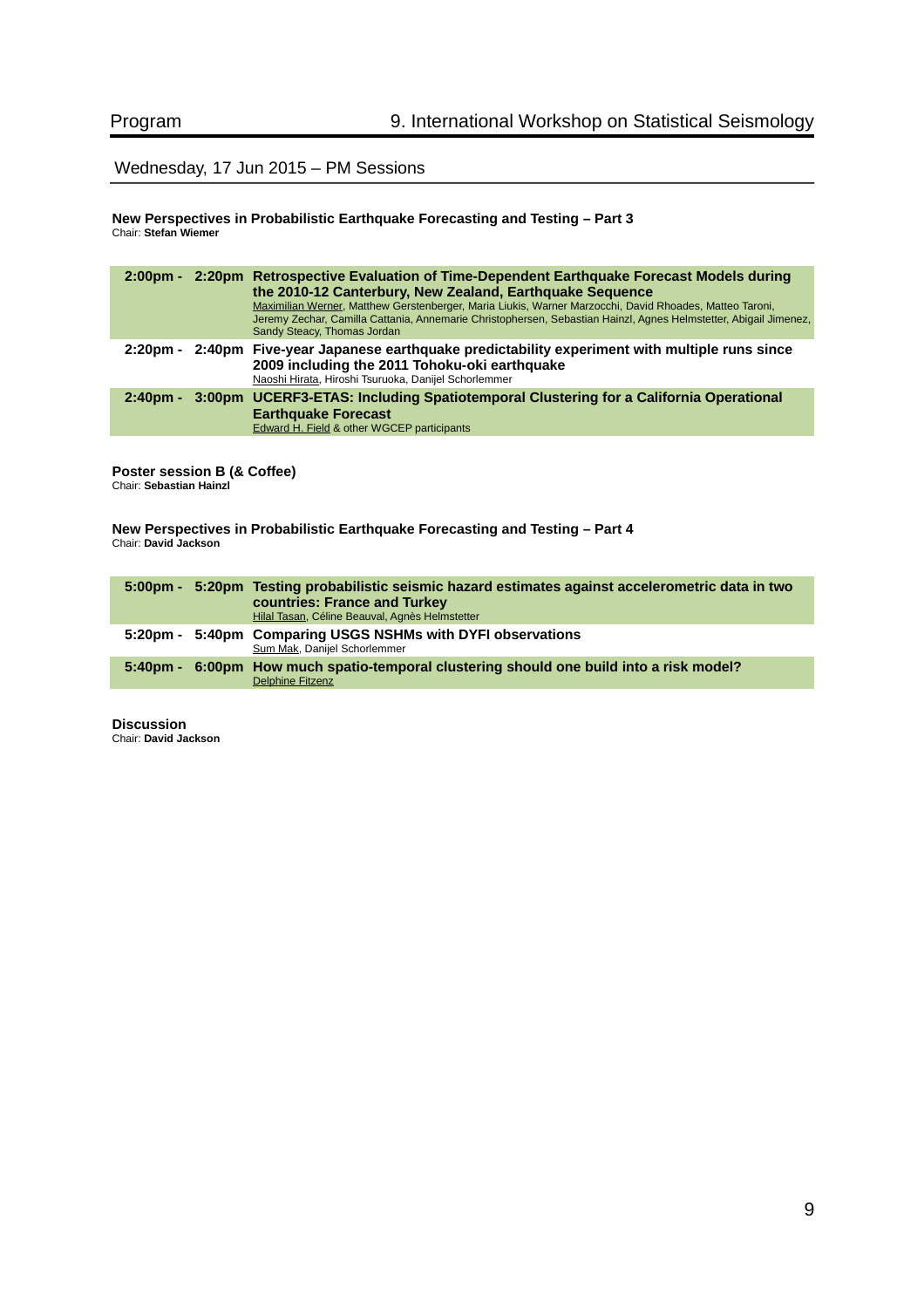## Wednesday, 17 Jun 2015 – PM Sessions

**New Perspectives in Probabilistic Earthquake Forecasting and Testing – Part 3**
Chair: **Stefan Wiemer**

| Time | | Talk |
|---|---|---|
| 2:00pm - | 2:20pm | **Retrospective Evaluation of Time-Dependent Earthquake Forecast Models during the 2010-12 Canterbury, New Zealand, Earthquake Sequence**<br>Maximilian Werner, Matthew Gerstenberger, Maria Liukis, Warner Marzocchi, David Rhoades, Matteo Taroni, Jeremy Zechar, Camilla Cattania, Annemarie Christophersen, Sebastian Hainzl, Agnes Helmstetter, Abigail Jimenez, Sandy Steacy, Thomas Jordan |
| 2:20pm - | 2:40pm | **Five-year Japanese earthquake predictability experiment with multiple runs since 2009 including the 2011 Tohoku-oki earthquake**<br>Naoshi Hirata, Hiroshi Tsuruoka, Danijel Schorlemmer |
| 2:40pm - | 3:00pm | **UCERF3-ETAS: Including Spatiotemporal Clustering for a California Operational Earthquake Forecast**<br>Edward H. Field & other WGCEP participants |

**Poster session B (& Coffee)**
Chair: **Sebastian Hainzl**

**New Perspectives in Probabilistic Earthquake Forecasting and Testing – Part 4**
Chair: **David Jackson**

| Time | | Talk |
|---|---|---|
| 5:00pm - | 5:20pm | **Testing probabilistic seismic hazard estimates against accelerometric data in two countries: France and Turkey**<br>Hilal Tasan, Céline Beauval, Agnès Helmstetter |
| 5:20pm - | 5:40pm | **Comparing USGS NSHMs with DYFI observations**<br>Sum Mak, Danijel Schorlemmer |
| 5:40pm - | 6:00pm | **How much spatio-temporal clustering should one build into a risk model?**<br>Delphine Fitzenz |

**Discussion**
Chair: **David Jackson**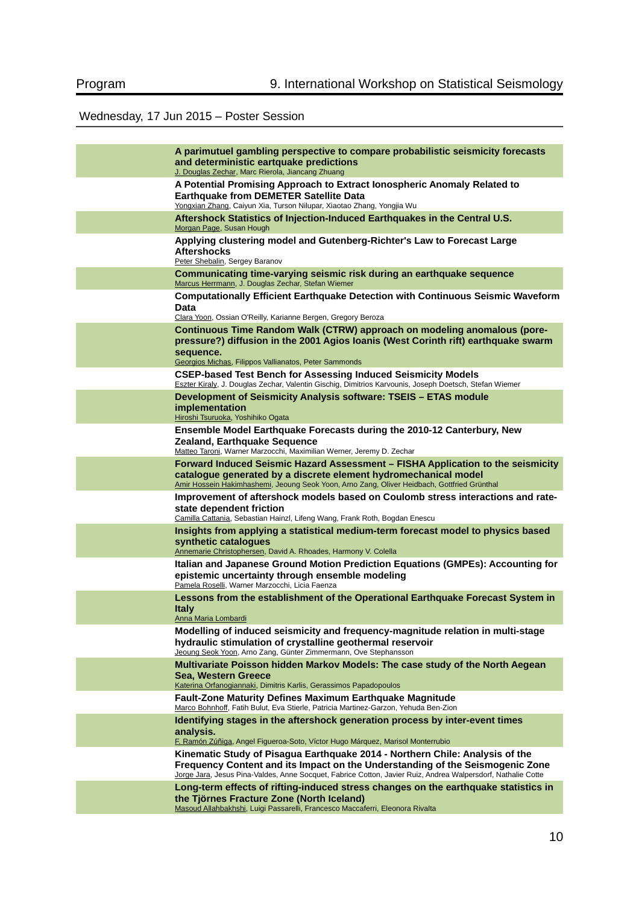## Wednesday, 17 Jun 2015 – Poster Session

**A parimutuel gambling perspective to compare probabilistic seismicity forecasts and deterministic eartquake predictions**
J. Douglas Zechar, Marc Rierola, Jiancang Zhuang

**A Potential Promising Approach to Extract Ionospheric Anomaly Related to Earthquake from DEMETER Satellite Data**
Yongxian Zhang, Caiyun Xia, Turson Nilupar, Xiaotao Zhang, Yongjia Wu

**Aftershock Statistics of Injection-Induced Earthquakes in the Central U.S.**
Morgan Page, Susan Hough

**Applying clustering model and Gutenberg-Richter's Law to Forecast Large Aftershocks**
Peter Shebalin, Sergey Baranov

**Communicating time-varying seismic risk during an earthquake sequence**
Marcus Herrmann, J. Douglas Zechar, Stefan Wiemer

**Computationally Efficient Earthquake Detection with Continuous Seismic Waveform Data**
Clara Yoon, Ossian O'Reilly, Karianne Bergen, Gregory Beroza

**Continuous Time Random Walk (CTRW) approach on modeling anomalous (pore-pressure?) diffusion in the 2001 Agios Ioanis (West Corinth rift) earthquake swarm sequence.**
Georgios Michas, Filippos Vallianatos, Peter Sammonds

**CSEP-based Test Bench for Assessing Induced Seismicity Models**
Eszter Kiraly, J. Douglas Zechar, Valentin Gischig, Dimitrios Karvounis, Joseph Doetsch, Stefan Wiemer

**Development of Seismicity Analysis software: TSEIS – ETAS module implementation**
Hiroshi Tsuruoka, Yoshihiko Ogata

**Ensemble Model Earthquake Forecasts during the 2010-12 Canterbury, New Zealand, Earthquake Sequence**
Matteo Taroni, Warner Marzocchi, Maximilian Werner, Jeremy D. Zechar

**Forward Induced Seismic Hazard Assessment – FISHA Application to the seismicity catalogue generated by a discrete element hydromechanical model**
Amir Hossein Hakimhashemi, Jeoung Seok Yoon, Arno Zang, Oliver Heidbach, Gottfried Grünthal

**Improvement of aftershock models based on Coulomb stress interactions and rate-state dependent friction**
Camilla Cattania, Sebastian Hainzl, Lifeng Wang, Frank Roth, Bogdan Enescu

**Insights from applying a statistical medium-term forecast model to physics based synthetic catalogues**
Annemarie Christophersen, David A. Rhoades, Harmony V. Colella

**Italian and Japanese Ground Motion Prediction Equations (GMPEs): Accounting for epistemic uncertainty through ensemble modeling**
Pamela Roselli, Warner Marzocchi, Licia Faenza

**Lessons from the establishment of the Operational Earthquake Forecast System in Italy**
Anna Maria Lombardi

**Modelling of induced seismicity and frequency-magnitude relation in multi-stage hydraulic stimulation of crystalline geothermal reservoir**
Jeoung Seok Yoon, Arno Zang, Günter Zimmermann, Ove Stephansson

**Multivariate Poisson hidden Markov Models: The case study of the North Aegean Sea, Western Greece**
Katerina Orfanogiannaki, Dimitris Karlis, Gerassimos Papadopoulos

**Fault-Zone Maturity Defines Maximum Earthquake Magnitude**
Marco Bohnhoff, Fatih Bulut, Eva Stierle, Patricia Martinez-Garzon, Yehuda Ben-Zion

**Identifying stages in the aftershock generation process by inter-event times analysis.**
F. Ramón Zúñiga, Angel Figueroa-Soto, Víctor Hugo Márquez, Marisol Monterrubio

**Kinematic Study of Pisagua Earthquake 2014 - Northern Chile: Analysis of the Frequency Content and its Impact on the Understanding of the Seismogenic Zone**
Jorge Jara, Jesus Pina-Valdes, Anne Socquet, Fabrice Cotton, Javier Ruiz, Andrea Walpersdorf, Nathalie Cotte

**Long-term effects of rifting-induced stress changes on the earthquake statistics in the Tjörnes Fracture Zone (North Iceland)**
Masoud Allahbakhshi, Luigi Passarelli, Francesco Maccaferri, Eleonora Rivalta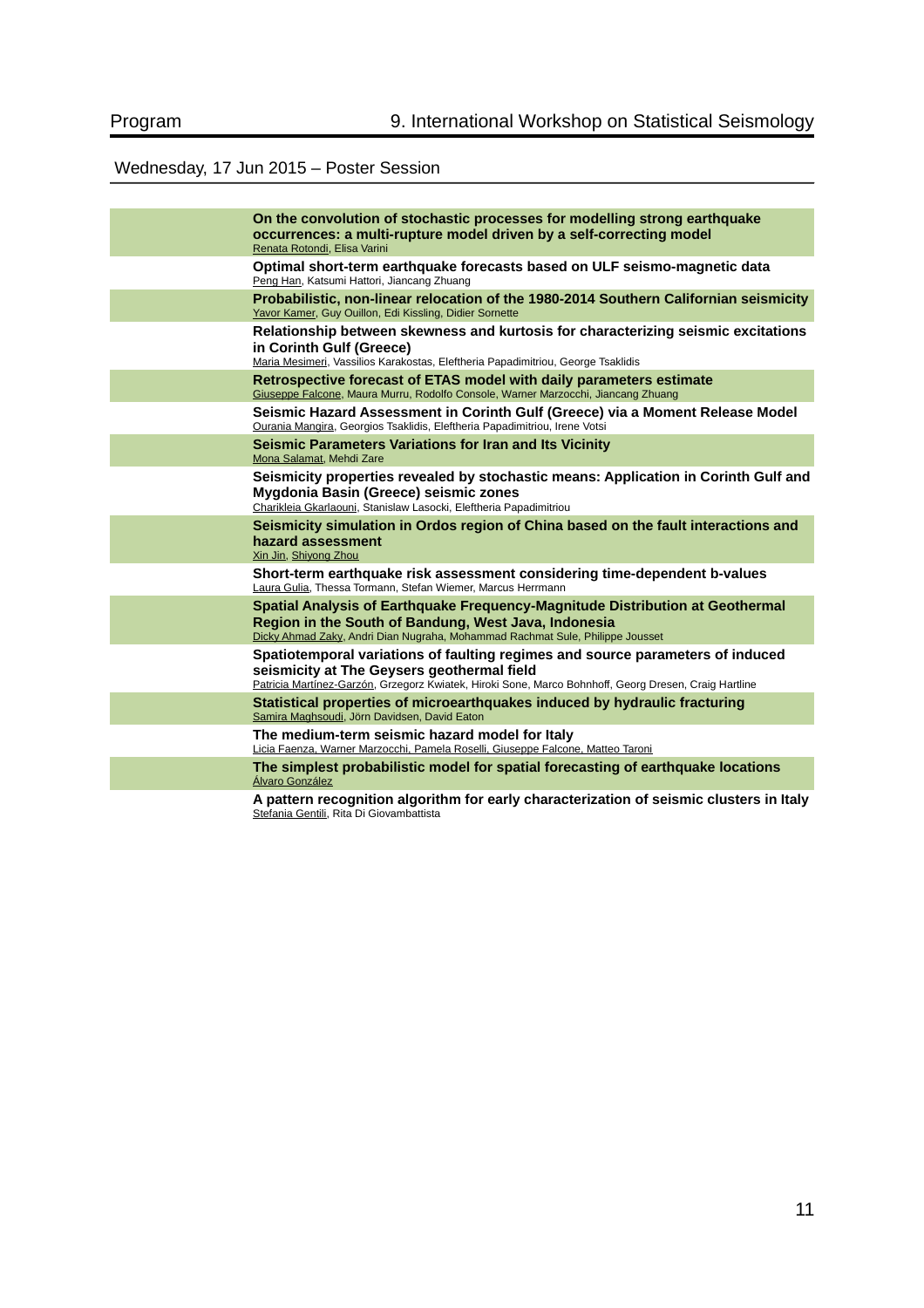## Wednesday, 17 Jun 2015 – Poster Session

**On the convolution of stochastic processes for modelling strong earthquake occurrences: a multi-rupture model driven by a self-correcting model**
Renata Rotondi, Elisa Varini

**Optimal short-term earthquake forecasts based on ULF seismo-magnetic data**
Peng Han, Katsumi Hattori, Jiancang Zhuang

**Probabilistic, non-linear relocation of the 1980-2014 Southern Californian seismicity**
Yavor Kamer, Guy Ouillon, Edi Kissling, Didier Sornette

**Relationship between skewness and kurtosis for characterizing seismic excitations in Corinth Gulf (Greece)**
Maria Mesimeri, Vassilios Karakostas, Eleftheria Papadimitriou, George Tsaklidis

**Retrospective forecast of ETAS model with daily parameters estimate**
Giuseppe Falcone, Maura Murru, Rodolfo Console, Warner Marzocchi, Jiancang Zhuang

**Seismic Hazard Assessment in Corinth Gulf (Greece) via a Moment Release Model**
Ourania Mangira, Georgios Tsaklidis, Eleftheria Papadimitriou, Irene Votsi

**Seismic Parameters Variations for Iran and Its Vicinity**
Mona Salamat, Mehdi Zare

**Seismicity properties revealed by stochastic means: Application in Corinth Gulf and Mygdonia Basin (Greece) seismic zones**
Charikleia Gkarlaouni, Stanislaw Lasocki, Eleftheria Papadimitriou

**Seismicity simulation in Ordos region of China based on the fault interactions and hazard assessment**
Xin Jin, Shiyong Zhou

**Short-term earthquake risk assessment considering time-dependent b-values**
Laura Gulia, Thessa Tormann, Stefan Wiemer, Marcus Herrmann

**Spatial Analysis of Earthquake Frequency-Magnitude Distribution at Geothermal Region in the South of Bandung, West Java, Indonesia**
Dicky Ahmad Zaky, Andri Dian Nugraha, Mohammad Rachmat Sule, Philippe Jousset

**Spatiotemporal variations of faulting regimes and source parameters of induced seismicity at The Geysers geothermal field**
Patricia Martínez-Garzón, Grzegorz Kwiatek, Hiroki Sone, Marco Bohnhoff, Georg Dresen, Craig Hartline

**Statistical properties of microearthquakes induced by hydraulic fracturing**
Samira Maghsoudi, Jörn Davidsen, David Eaton

**The medium-term seismic hazard model for Italy**
Licia Faenza, Warner Marzocchi, Pamela Roselli, Giuseppe Falcone, Matteo Taroni

**The simplest probabilistic model for spatial forecasting of earthquake locations**
Álvaro González

**A pattern recognition algorithm for early characterization of seismic clusters in Italy**
Stefania Gentili, Rita Di Giovambattista